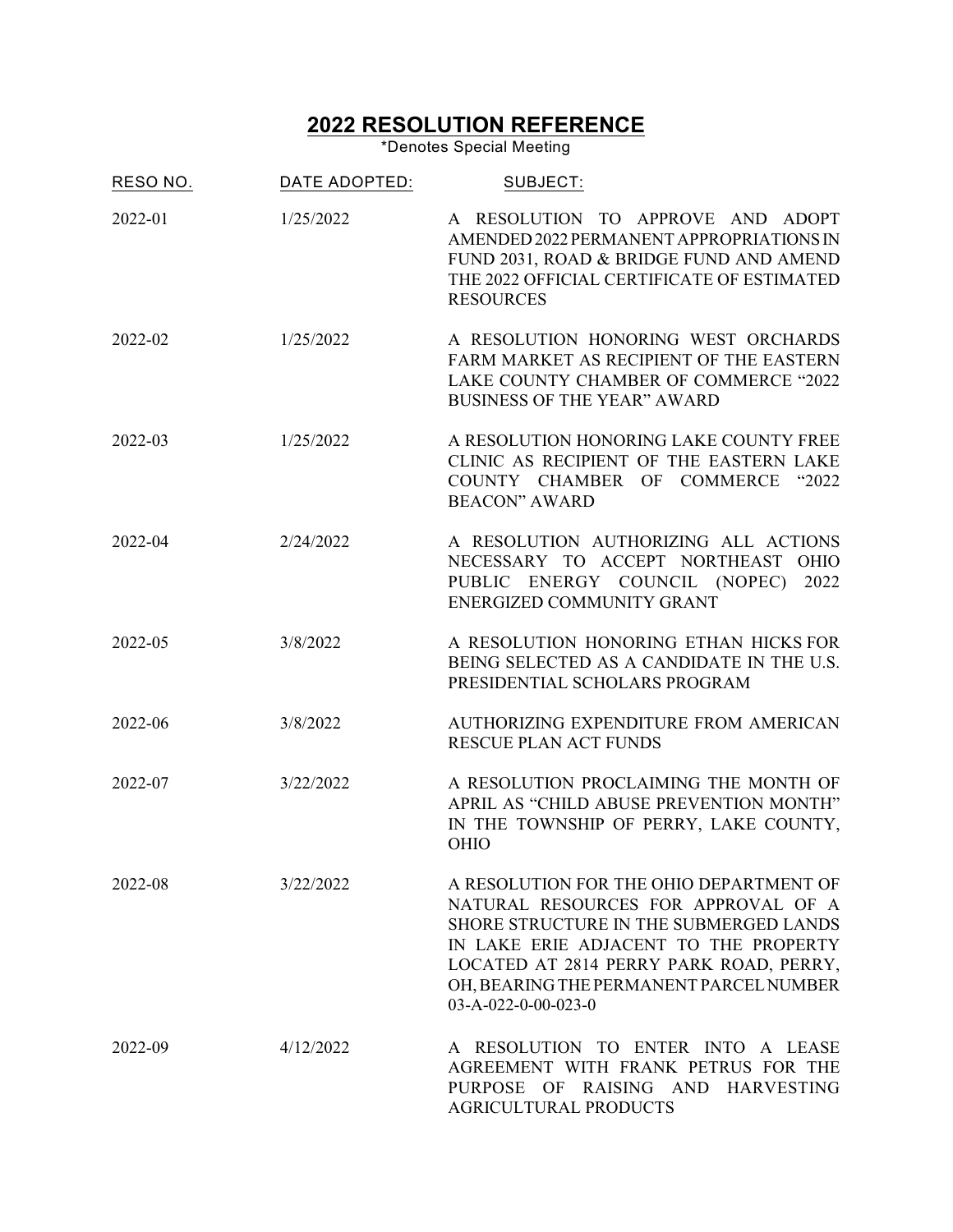# 2022 RESOLUTION REFERENCE

*Denotes Special Meeting

| RESO NO. | DATE ADOPTED: | SUBJECT: |
| --- | --- | --- |
| 2022-01 | 1/25/2022 | A RESOLUTION TO APPROVE AND ADOPT AMENDED 2022 PERMANENT APPROPRIATIONS IN FUND 2031, ROAD & BRIDGE FUND AND AMEND THE 2022 OFFICIAL CERTIFICATE OF ESTIMATED RESOURCES |
| 2022-02 | 1/25/2022 | A RESOLUTION HONORING WEST ORCHARDS FARM MARKET AS RECIPIENT OF THE EASTERN LAKE COUNTY CHAMBER OF COMMERCE "2022 BUSINESS OF THE YEAR" AWARD |
| 2022-03 | 1/25/2022 | A RESOLUTION HONORING LAKE COUNTY FREE CLINIC AS RECIPIENT OF THE EASTERN LAKE COUNTY CHAMBER OF COMMERCE "2022 BEACON" AWARD |
| 2022-04 | 2/24/2022 | A RESOLUTION AUTHORIZING ALL ACTIONS NECESSARY TO ACCEPT NORTHEAST OHIO PUBLIC ENERGY COUNCIL (NOPEC) 2022 ENERGIZED COMMUNITY GRANT |
| 2022-05 | 3/8/2022 | A RESOLUTION HONORING ETHAN HICKS FOR BEING SELECTED AS A CANDIDATE IN THE U.S. PRESIDENTIAL SCHOLARS PROGRAM |
| 2022-06 | 3/8/2022 | AUTHORIZING EXPENDITURE FROM AMERICAN RESCUE PLAN ACT FUNDS |
| 2022-07 | 3/22/2022 | A RESOLUTION PROCLAIMING THE MONTH OF APRIL AS "CHILD ABUSE PREVENTION MONTH" IN THE TOWNSHIP OF PERRY, LAKE COUNTY, OHIO |
| 2022-08 | 3/22/2022 | A RESOLUTION FOR THE OHIO DEPARTMENT OF NATURAL RESOURCES FOR APPROVAL OF A SHORE STRUCTURE IN THE SUBMERGED LANDS IN LAKE ERIE ADJACENT TO THE PROPERTY LOCATED AT 2814 PERRY PARK ROAD, PERRY, OH, BEARING THE PERMANENT PARCEL NUMBER 03-A-022-0-00-023-0 |
| 2022-09 | 4/12/2022 | A RESOLUTION TO ENTER INTO A LEASE AGREEMENT WITH FRANK PETRUS FOR THE PURPOSE OF RAISING AND HARVESTING AGRICULTURAL PRODUCTS |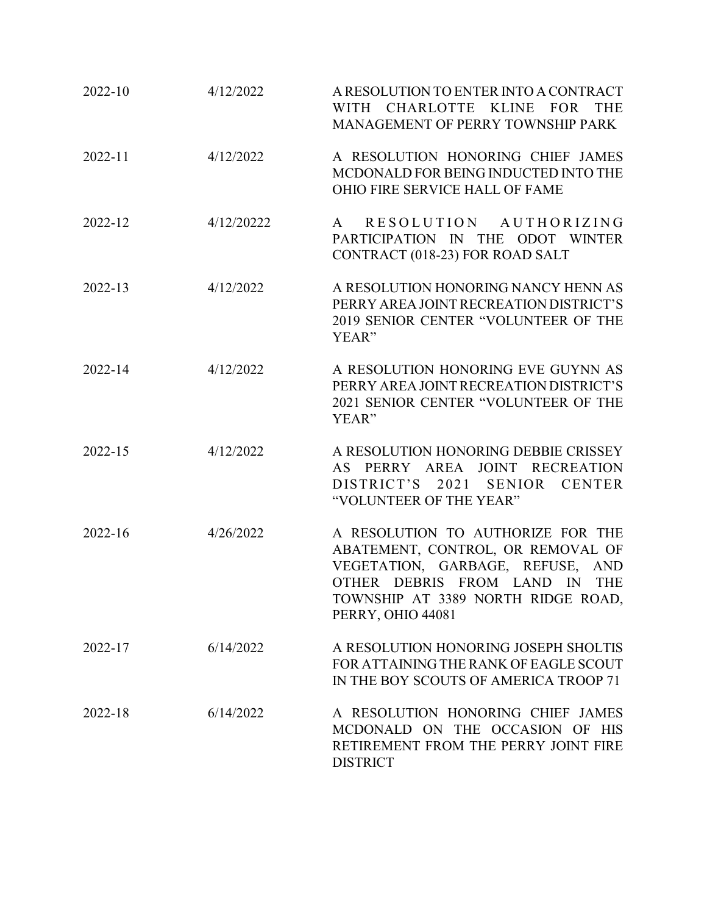| | | |
|---|---|---|
| 2022-10 | 4/12/2022 | A RESOLUTION TO ENTER INTO A CONTRACT WITH CHARLOTTE KLINE FOR THE MANAGEMENT OF PERRY TOWNSHIP PARK |
| 2022-11 | 4/12/2022 | A RESOLUTION HONORING CHIEF JAMES MCDONALD FOR BEING INDUCTED INTO THE OHIO FIRE SERVICE HALL OF FAME |
| 2022-12 | 4/12/20222 | A RESOLUTION AUTHORIZING PARTICIPATION IN THE ODOT WINTER CONTRACT (018-23) FOR ROAD SALT |
| 2022-13 | 4/12/2022 | A RESOLUTION HONORING NANCY HENN AS PERRY AREA JOINT RECREATION DISTRICT'S 2019 SENIOR CENTER "VOLUNTEER OF THE YEAR" |
| 2022-14 | 4/12/2022 | A RESOLUTION HONORING EVE GUYNN AS PERRY AREA JOINT RECREATION DISTRICT'S 2021 SENIOR CENTER "VOLUNTEER OF THE YEAR" |
| 2022-15 | 4/12/2022 | A RESOLUTION HONORING DEBBIE CRISSEY AS PERRY AREA JOINT RECREATION DISTRICT'S 2021 SENIOR CENTER "VOLUNTEER OF THE YEAR" |
| 2022-16 | 4/26/2022 | A RESOLUTION TO AUTHORIZE FOR THE ABATEMENT, CONTROL, OR REMOVAL OF VEGETATION, GARBAGE, REFUSE, AND OTHER DEBRIS FROM LAND IN THE TOWNSHIP AT 3389 NORTH RIDGE ROAD, PERRY, OHIO 44081 |
| 2022-17 | 6/14/2022 | A RESOLUTION HONORING JOSEPH SHOLTIS FOR ATTAINING THE RANK OF EAGLE SCOUT IN THE BOY SCOUTS OF AMERICA TROOP 71 |
| 2022-18 | 6/14/2022 | A RESOLUTION HONORING CHIEF JAMES MCDONALD ON THE OCCASION OF HIS RETIREMENT FROM THE PERRY JOINT FIRE DISTRICT |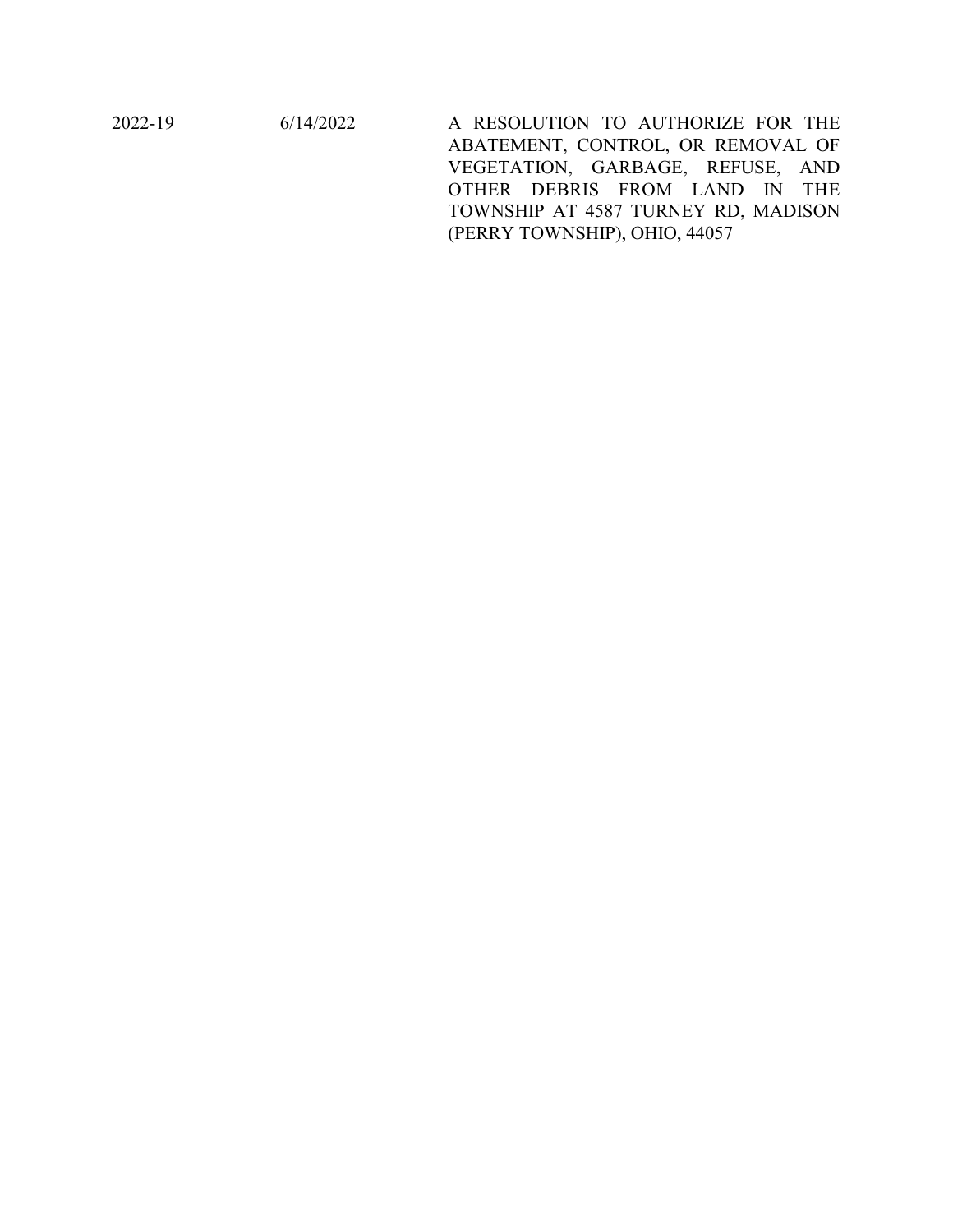| | | |
|---|---|---|
| 2022-19 | 6/14/2022 | A RESOLUTION TO AUTHORIZE FOR THE ABATEMENT, CONTROL, OR REMOVAL OF VEGETATION, GARBAGE, REFUSE, AND OTHER DEBRIS FROM LAND IN THE TOWNSHIP AT 4587 TURNEY RD, MADISON (PERRY TOWNSHIP), OHIO, 44057 |